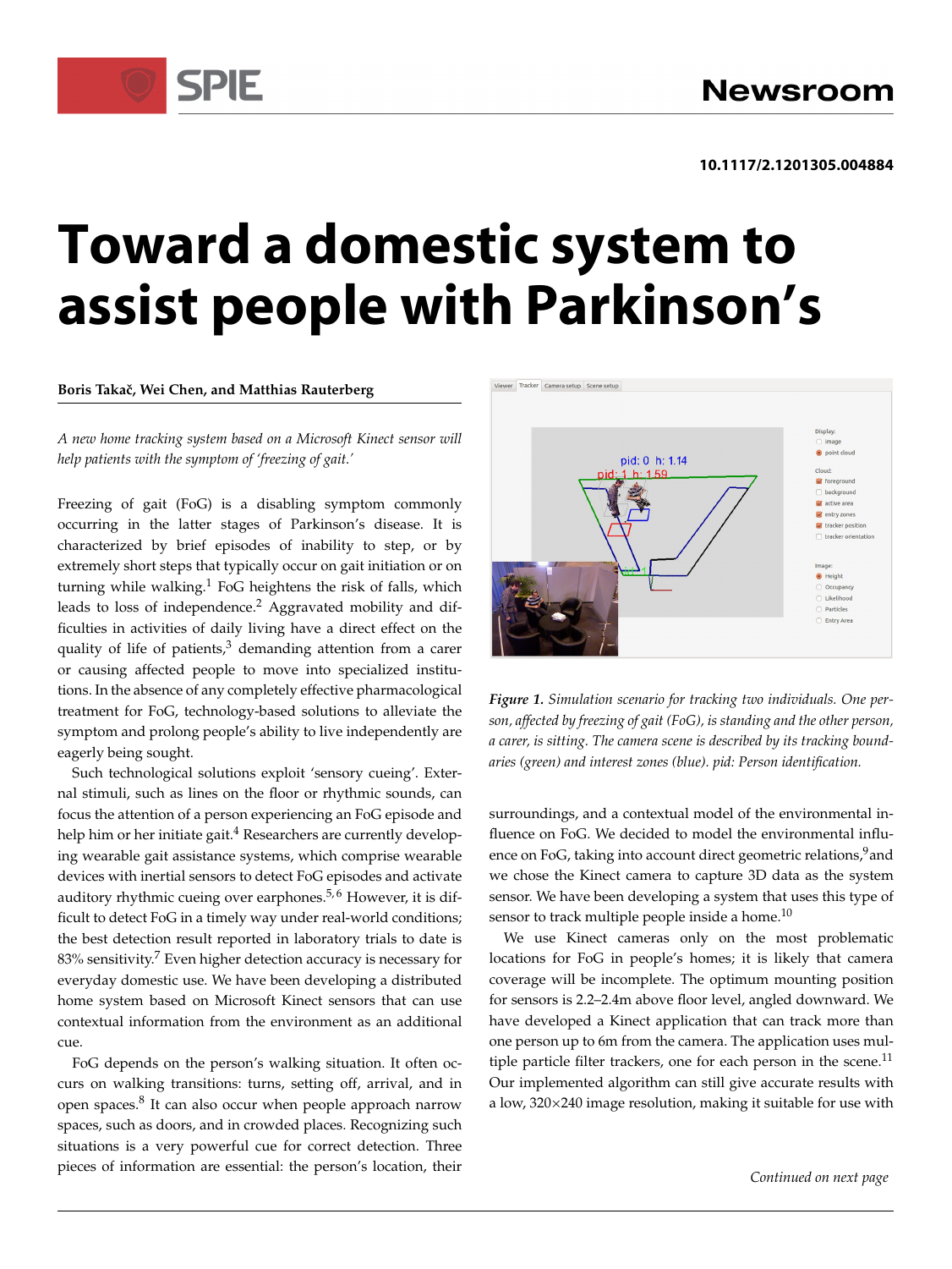10.1117/2.1201305.004884

# Toward a domestic system to assist people with Parkinson's

**Boris Takač, Wei Chen, and Matthias Rauterberg**

*A new home tracking system based on a Microsoft Kinect sensor will help patients with the symptom of 'freezing of gait.'*

Freezing of gait (FoG) is a disabling symptom commonly occurring in the latter stages of Parkinson's disease. It is characterized by brief episodes of inability to step, or by extremely short steps that typically occur on gait initiation or on turning while walking.[1] FoG heightens the risk of falls, which leads to loss of independence.[2] Aggravated mobility and difficulties in activities of daily living have a direct effect on the quality of life of patients,[3] demanding attention from a carer or causing affected people to move into specialized institutions. In the absence of any completely effective pharmacological treatment for FoG, technology-based solutions to alleviate the symptom and prolong people's ability to live independently are eagerly being sought.

Such technological solutions exploit 'sensory cueing'. External stimuli, such as lines on the floor or rhythmic sounds, can focus the attention of a person experiencing an FoG episode and help him or her initiate gait.[4] Researchers are currently developing wearable gait assistance systems, which comprise wearable devices with inertial sensors to detect FoG episodes and activate auditory rhythmic cueing over earphones.[5,6] However, it is difficult to detect FoG in a timely way under real-world conditions; the best detection result reported in laboratory trials to date is 83% sensitivity.[7] Even higher detection accuracy is necessary for everyday domestic use. We have been developing a distributed home system based on Microsoft Kinect sensors that can use contextual information from the environment as an additional cue.

FoG depends on the person's walking situation. It often occurs on walking transitions: turns, setting off, arrival, and in open spaces.[8] It can also occur when people approach narrow spaces, such as doors, and in crowded places. Recognizing such situations is a very powerful cue for correct detection. Three pieces of information are essential: the person's location, their surroundings, and a contextual model of the environmental influence on FoG. We decided to model the environmental influence on FoG, taking into account direct geometric relations,[9] and we chose the Kinect camera to capture 3D data as the system sensor. We have been developing a system that uses this type of sensor to track multiple people inside a home.[10]

*Figure 1. Simulation scenario for tracking two individuals. One person, affected by freezing of gait (FoG), is standing and the other person, a carer, is sitting. The camera scene is described by its tracking boundaries (green) and interest zones (blue). pid: Person identification.*

We use Kinect cameras only on the most problematic locations for FoG in people's homes; it is likely that camera coverage will be incomplete. The optimum mounting position for sensors is 2.2–2.4m above floor level, angled downward. We have developed a Kinect application that can track more than one person up to 6m from the camera. The application uses multiple particle filter trackers, one for each person in the scene.[11] Our implemented algorithm can still give accurate results with a low, 320×240 image resolution, making it suitable for use with

*Continued on next page*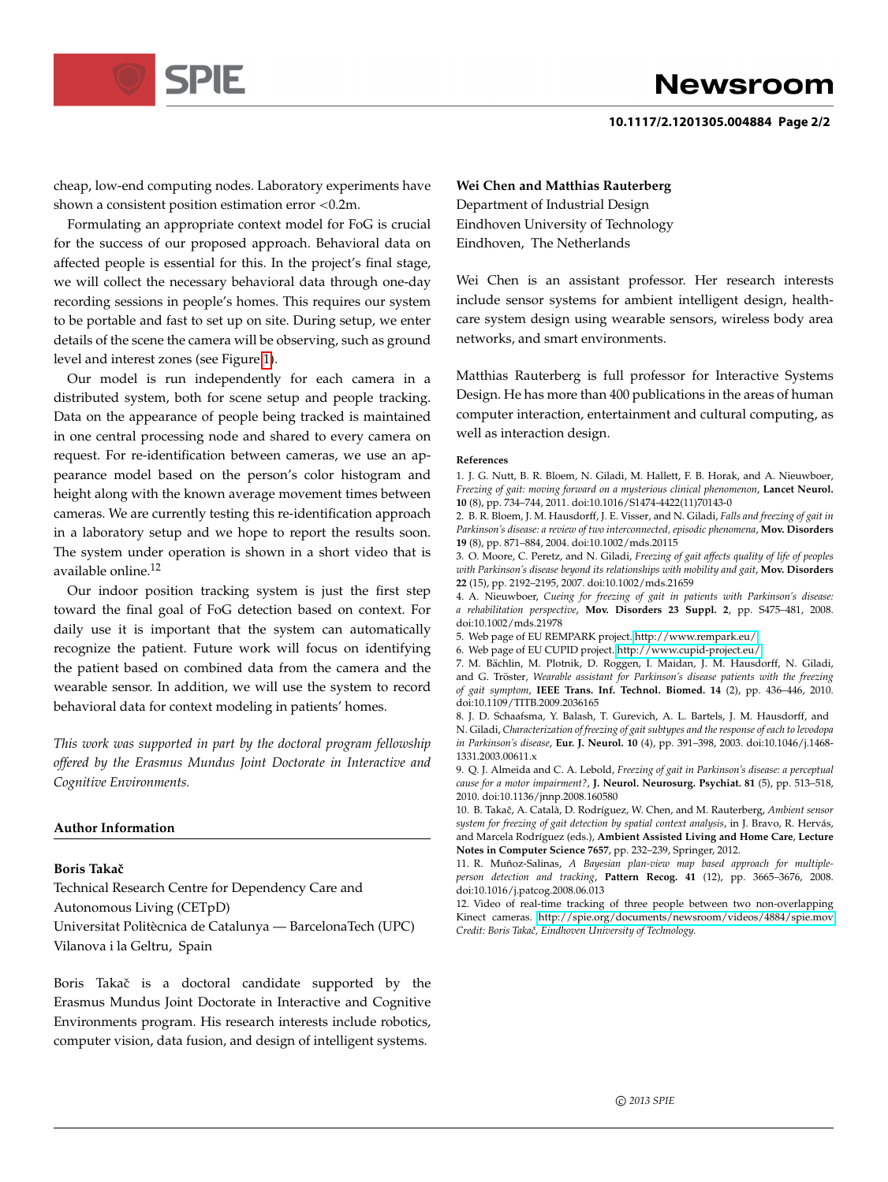cheap, low-end computing nodes. Laboratory experiments have shown a consistent position estimation error <0.2m.

Formulating an appropriate context model for FoG is crucial for the success of our proposed approach. Behavioral data on affected people is essential for this. In the project's final stage, we will collect the necessary behavioral data through one-day recording sessions in people's homes. This requires our system to be portable and fast to set up on site. During setup, we enter details of the scene the camera will be observing, such as ground level and interest zones (see Figure 1).

Our model is run independently for each camera in a distributed system, both for scene setup and people tracking. Data on the appearance of people being tracked is maintained in one central processing node and shared to every camera on request. For re-identification between cameras, we use an appearance model based on the person's color histogram and height along with the known average movement times between cameras. We are currently testing this re-identification approach in a laboratory setup and we hope to report the results soon. The system under operation is shown in a short video that is available online.[12]

Our indoor position tracking system is just the first step toward the final goal of FoG detection based on context. For daily use it is important that the system can automatically recognize the patient. Future work will focus on identifying the patient based on combined data from the camera and the wearable sensor. In addition, we will use the system to record behavioral data for context modeling in patients' homes.

*This work was supported in part by the doctoral program fellowship offered by the Erasmus Mundus Joint Doctorate in Interactive and Cognitive Environments.*

## Author Information

**Boris Takač**
Technical Research Centre for Dependency Care and Autonomous Living (CETpD)
Universitat Politècnica de Catalunya — BarcelonaTech (UPC)
Vilanova i la Geltru, Spain

Boris Takač is a doctoral candidate supported by the Erasmus Mundus Joint Doctorate in Interactive and Cognitive Environments program. His research interests include robotics, computer vision, data fusion, and design of intelligent systems.

**Wei Chen and Matthias Rauterberg**
Department of Industrial Design
Eindhoven University of Technology
Eindhoven, The Netherlands

Wei Chen is an assistant professor. Her research interests include sensor systems for ambient intelligent design, health-care system design using wearable sensors, wireless body area networks, and smart environments.

Matthias Rauterberg is full professor for Interactive Systems Design. He has more than 400 publications in the areas of human computer interaction, entertainment and cultural computing, as well as interaction design.

#### References

1. J. G. Nutt, B. R. Bloem, N. Giladi, M. Hallett, F. B. Horak, and A. Nieuwboer, *Freezing of gait: moving forward on a mysterious clinical phenomenon*, **Lancet Neurol. 10** (8), pp. 734–744, 2011. doi:10.1016/S1474-4422(11)70143-0
2. B. R. Bloem, J. M. Hausdorff, J. E. Visser, and N. Giladi, *Falls and freezing of gait in Parkinson's disease: a review of two interconnected, episodic phenomena*, **Mov. Disorders 19** (8), pp. 871–884, 2004. doi:10.1002/mds.20115
3. O. Moore, C. Peretz, and N. Giladi, *Freezing of gait affects quality of life of peoples with Parkinson's disease beyond its relationships with mobility and gait*, **Mov. Disorders 22** (15), pp. 2192–2195, 2007. doi:10.1002/mds.21659
4. A. Nieuwboer, *Cueing for freezing of gait in patients with Parkinson's disease: a rehabilitation perspective*, **Mov. Disorders 23 Suppl. 2**, pp. S475–481, 2008. doi:10.1002/mds.21978
5. Web page of EU REMPARK project. http://www.rempark.eu/
6. Web page of EU CUPID project. http://www.cupid-project.eu/
7. M. Bächlin, M. Plotnik, D. Roggen, I. Maidan, J. M. Hausdorff, N. Giladi, and G. Tröster, *Wearable assistant for Parkinson's disease patients with the freezing of gait symptom*, **IEEE Trans. Inf. Technol. Biomed. 14** (2), pp. 436–446, 2010. doi:10.1109/TITB.2009.2036165
8. J. D. Schaafsma, Y. Balash, T. Gurevich, A. L. Bartels, J. M. Hausdorff, and N. Giladi, *Characterization of freezing of gait subtypes and the response of each to levodopa in Parkinson's disease*, **Eur. J. Neurol. 10** (4), pp. 391–398, 2003. doi:10.1046/j.1468-1331.2003.00611.x
9. Q. J. Almeida and C. A. Lebold, *Freezing of gait in Parkinson's disease: a perceptual cause for a motor impairment?*, **J. Neurol. Neurosurg. Psychiat. 81** (5), pp. 513–518, 2010. doi:10.1136/jnnp.2008.160580
10. B. Takač, A. Català, D. Rodríguez, W. Chen, and M. Rauterberg, *Ambient sensor system for freezing of gait detection by spatial context analysis*, in J. Bravo, R. Hervás, and Marcela Rodríguez (eds.), **Ambient Assisted Living and Home Care**, **Lecture Notes in Computer Science 7657**, pp. 232–239, Springer, 2012.
11. R. Muñoz-Salinas, *A Bayesian plan-view map based approach for multiple-person detection and tracking*, **Pattern Recog. 41** (12), pp. 3665–3676, 2008. doi:10.1016/j.patcog.2008.06.013
12. Video of real-time tracking of three people between two non-overlapping Kinect cameras. http://spie.org/documents/newsroom/videos/4884/spie.mov *Credit: Boris Takač, Eindhoven University of Technology.*